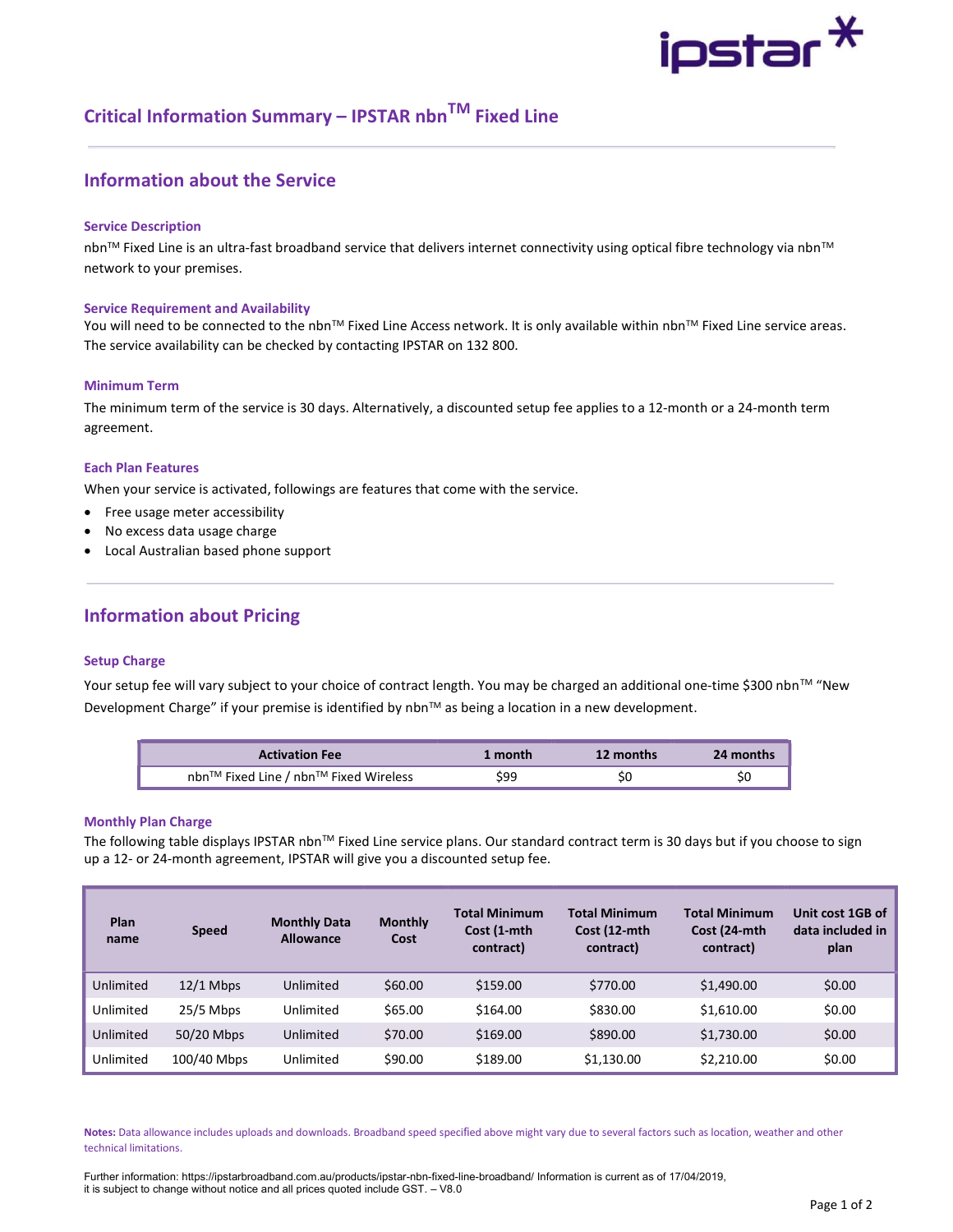# Critical Information Summary – IPSTAR nbn™ Fixed Line

## Information about the Service

### Service Description

nbn™ Fixed Line is an ultra-fast broadband service that delivers internet connectivity using optical fibre technology via nbn™ network to your premises.

### Service Requirement and Availability

You will need to be connected to the nbn™ Fixed Line Access network. It is only available within nbn™ Fixed Line service areas. The service availability can be checked by contacting IPSTAR on 132 800.

### Minimum Term

The minimum term of the service is 30 days. Alternatively, a discounted setup fee applies to a 12-month or a 24-month term agreement.

### Each Plan Features

When your service is activated, followings are features that come with the service.

- Free usage meter accessibility
- No excess data usage charge
- Local Australian based phone support

## Information about Pricing

### Setup Charge

Your setup fee will vary subject to your choice of contract length. You may be charged an additional one-time $300 nbn™ "New Development Charge" if your premise is identified by nbn™ as being a location in a new development.

| Activation Fee | 1 month | 12 months | 24 months |
|---|---|---|---|
| nbn™ Fixed Line / nbn™ Fixed Wireless | $99 | $0 | $0 |

### Monthly Plan Charge

The following table displays IPSTAR nbn™ Fixed Line service plans. Our standard contract term is 30 days but if you choose to sign up a 12- or 24-month agreement, IPSTAR will give you a discounted setup fee.

| Plan name | Speed | Monthly Data Allowance | Monthly Cost | Total Minimum Cost (1-mth contract) | Total Minimum Cost (12-mth contract) | Total Minimum Cost (24-mth contract) | Unit cost 1GB of data included in plan |
|---|---|---|---|---|---|---|---|
| Unlimited | 12/1 Mbps | Unlimited | $60.00 | $159.00 | $770.00 | $1,490.00 | $0.00 |
| Unlimited | 25/5 Mbps | Unlimited | $65.00 | $164.00 | $830.00 | $1,610.00 | $0.00 |
| Unlimited | 50/20 Mbps | Unlimited | $70.00 | $169.00 | $890.00 | $1,730.00 | $0.00 |
| Unlimited | 100/40 Mbps | Unlimited | $90.00 | $189.00 | $1,130.00 | $2,210.00 | $0.00 |

**Notes:** Data allowance includes uploads and downloads. Broadband speed specified above might vary due to several factors such as location, weather and other technical limitations.

Further information: https://ipstarbroadband.com.au/products/ipstar-nbn-fixed-line-broadband/ Information is current as of 17/04/2019, it is subject to change without notice and all prices quoted include GST. – V8.0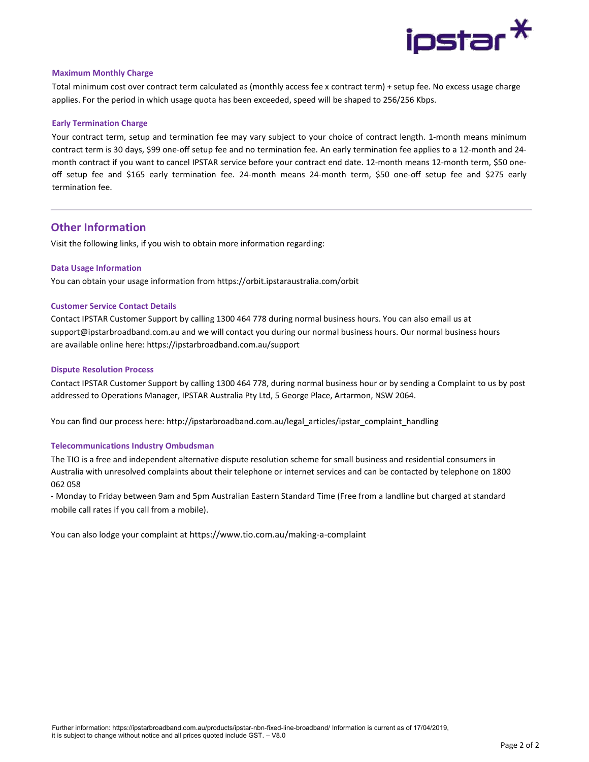### Maximum Monthly Charge

Total minimum cost over contract term calculated as (monthly access fee x contract term) + setup fee. No excess usage charge applies. For the period in which usage quota has been exceeded, speed will be shaped to 256/256 Kbps.

### Early Termination Charge

Your contract term, setup and termination fee may vary subject to your choice of contract length. 1-month means minimum contract term is 30 days, $99 one-off setup fee and no termination fee. An early termination fee applies to a 12-month and 24-month contract if you want to cancel IPSTAR service before your contract end date. 12-month means 12-month term, $50 one-off setup fee and $165 early termination fee. 24-month means 24-month term, $50 one-off setup fee and $275 early termination fee.

---

## Other Information

Visit the following links, if you wish to obtain more information regarding:

### Data Usage Information

You can obtain your usage information from https://orbit.ipstaraustralia.com/orbit

### Customer Service Contact Details

Contact IPSTAR Customer Support by calling 1300 464 778 during normal business hours. You can also email us at support@ipstarbroadband.com.au and we will contact you during our normal business hours. Our normal business hours are available online here: https://ipstarbroadband.com.au/support

### Dispute Resolution Process

Contact IPSTAR Customer Support by calling 1300 464 778, during normal business hour or by sending a Complaint to us by post addressed to Operations Manager, IPSTAR Australia Pty Ltd, 5 George Place, Artarmon, NSW 2064.

You can find our process here: http://ipstarbroadband.com.au/legal_articles/ipstar_complaint_handling

### Telecommunications Industry Ombudsman

The TIO is a free and independent alternative dispute resolution scheme for small business and residential consumers in Australia with unresolved complaints about their telephone or internet services and can be contacted by telephone on 1800 062 058

- Monday to Friday between 9am and 5pm Australian Eastern Standard Time (Free from a landline but charged at standard mobile call rates if you call from a mobile).

You can also lodge your complaint at https://www.tio.com.au/making-a-complaint

Further information: https://ipstarbroadband.com.au/products/ipstar-nbn-fixed-line-broadband/ Information is current as of 17/04/2019, it is subject to change without notice and all prices quoted include GST. – V8.0